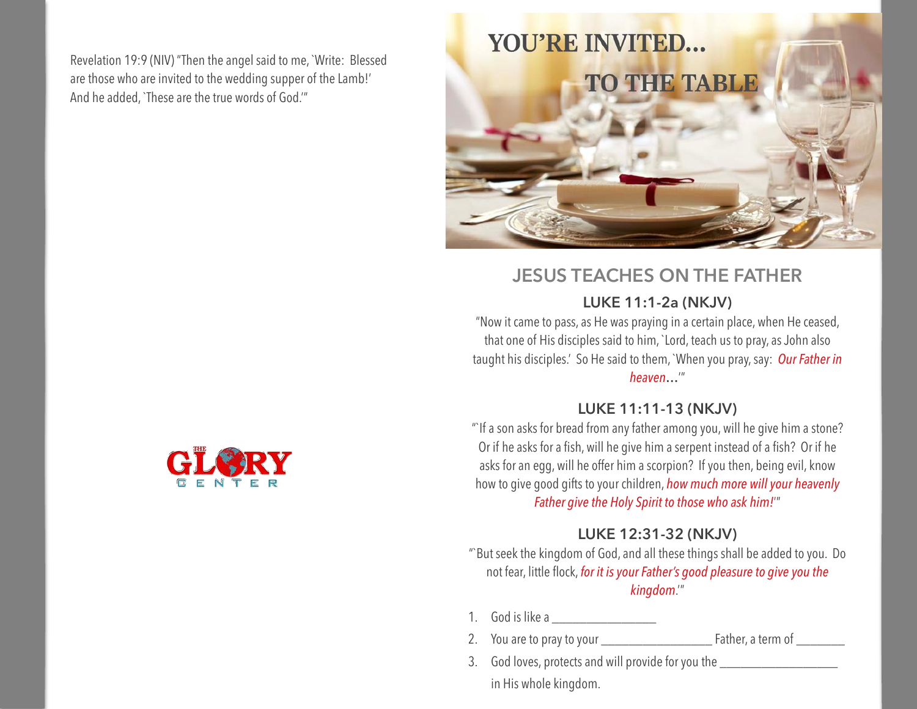Revelation 19:9 (NIV) "Then the angel said to me, `Write: Blessed are those who are invited to the wedding supper of the Lamb!' And he added, `These are the true words of God.'"

THE GLORY CENTER

# YOU'RE INVITED... TO THE TABLE

## JESUS TEACHES ON THE FATHER

### LUKE 11:1-2a (NKJV)

"Now it came to pass, as He was praying in a certain place, when He ceased, that one of His disciples said to him, `Lord, teach us to pray, as John also taught his disciples.' So He said to them, `When you pray, say: *Our Father in heaven*...'"

### LUKE 11:11-13 (NKJV)

"`If a son asks for bread from any father among you, will he give him a stone? Or if he asks for a fish, will he give him a serpent instead of a fish? Or if he asks for an egg, will he offer him a scorpion? If you then, being evil, know how to give good gifts to your children, *how much more will your heavenly Father give the Holy Spirit to those who ask him!*'"

### LUKE 12:31-32 (NKJV)

"`But seek the kingdom of God, and all these things shall be added to you. Do not fear, little flock, *for it is your Father's good pleasure to give you the kingdom*.'"

1. God is like a _________________
2. You are to pray to your __________________ Father, a term of ________
3. God loves, protects and will provide for you the ____________________ in His whole kingdom.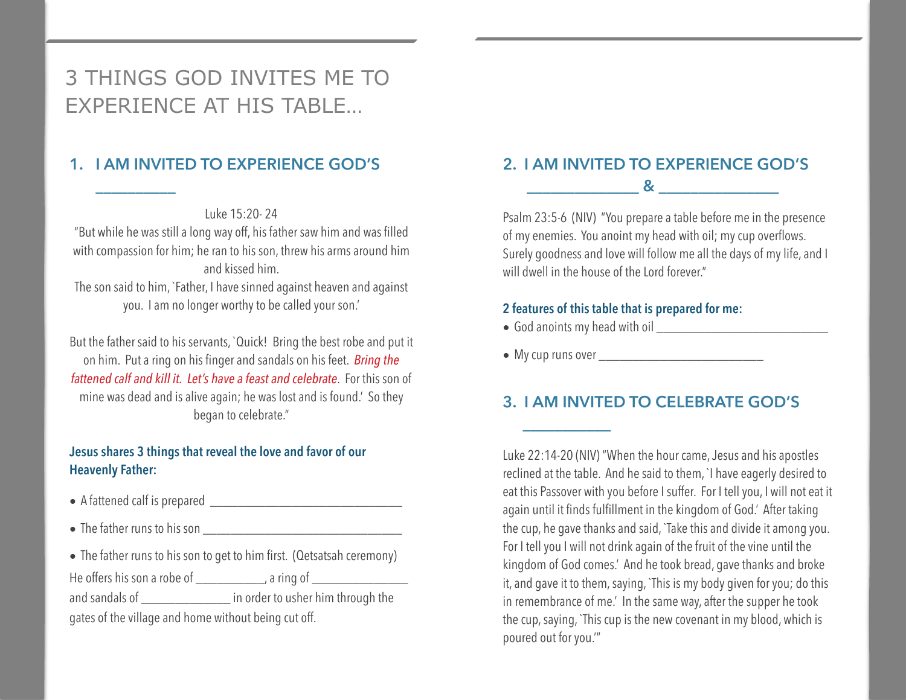# 3 THINGS GOD INVITES ME TO EXPERIENCE AT HIS TABLE…

## 1. I AM INVITED TO EXPERIENCE GOD'S __________

Luke 15:20- 24

"But while he was still a long way off, his father saw him and was filled with compassion for him; he ran to his son, threw his arms around him and kissed him.

The son said to him, `Father, I have sinned against heaven and against you. I am no longer worthy to be called your son.'

But the father said to his servants, `Quick! Bring the best robe and put it on him. Put a ring on his finger and sandals on his feet. *Bring the fattened calf and kill it. Let's have a feast and celebrate*. For this son of mine was dead and is alive again; he was lost and is found.' So they began to celebrate."

**Jesus shares 3 things that reveal the love and favor of our Heavenly Father:**

- A fattened calf is prepared ________________________________
- The father runs to his son ________________________________
- The father runs to his son to get to him first. (Qetsatsah ceremony)

He offers his son a robe of ___________, a ring of _______________ and sandals of ______________ in order to usher him through the gates of the village and home without being cut off.

## 2. I AM INVITED TO EXPERIENCE GOD'S ______________ & _______________

Psalm 23:5-6 (NIV) "You prepare a table before me in the presence of my enemies. You anoint my head with oil; my cup overflows. Surely goodness and love will follow me all the days of my life, and I will dwell in the house of the Lord forever."

**2 features of this table that is prepared for me:**

- God anoints my head with oil ____________________________
- My cup runs over ____________________________

## 3. I AM INVITED TO CELEBRATE GOD'S ___________

Luke 22:14-20 (NIV) "When the hour came, Jesus and his apostles reclined at the table. And he said to them, `I have eagerly desired to eat this Passover with you before I suffer. For I tell you, I will not eat it again until it finds fulfillment in the kingdom of God.' After taking the cup, he gave thanks and said, `Take this and divide it among you. For I tell you I will not drink again of the fruit of the vine until the kingdom of God comes.' And he took bread, gave thanks and broke it, and gave it to them, saying, `This is my body given for you; do this in remembrance of me.' In the same way, after the supper he took the cup, saying, `This cup is the new covenant in my blood, which is poured out for you.'"